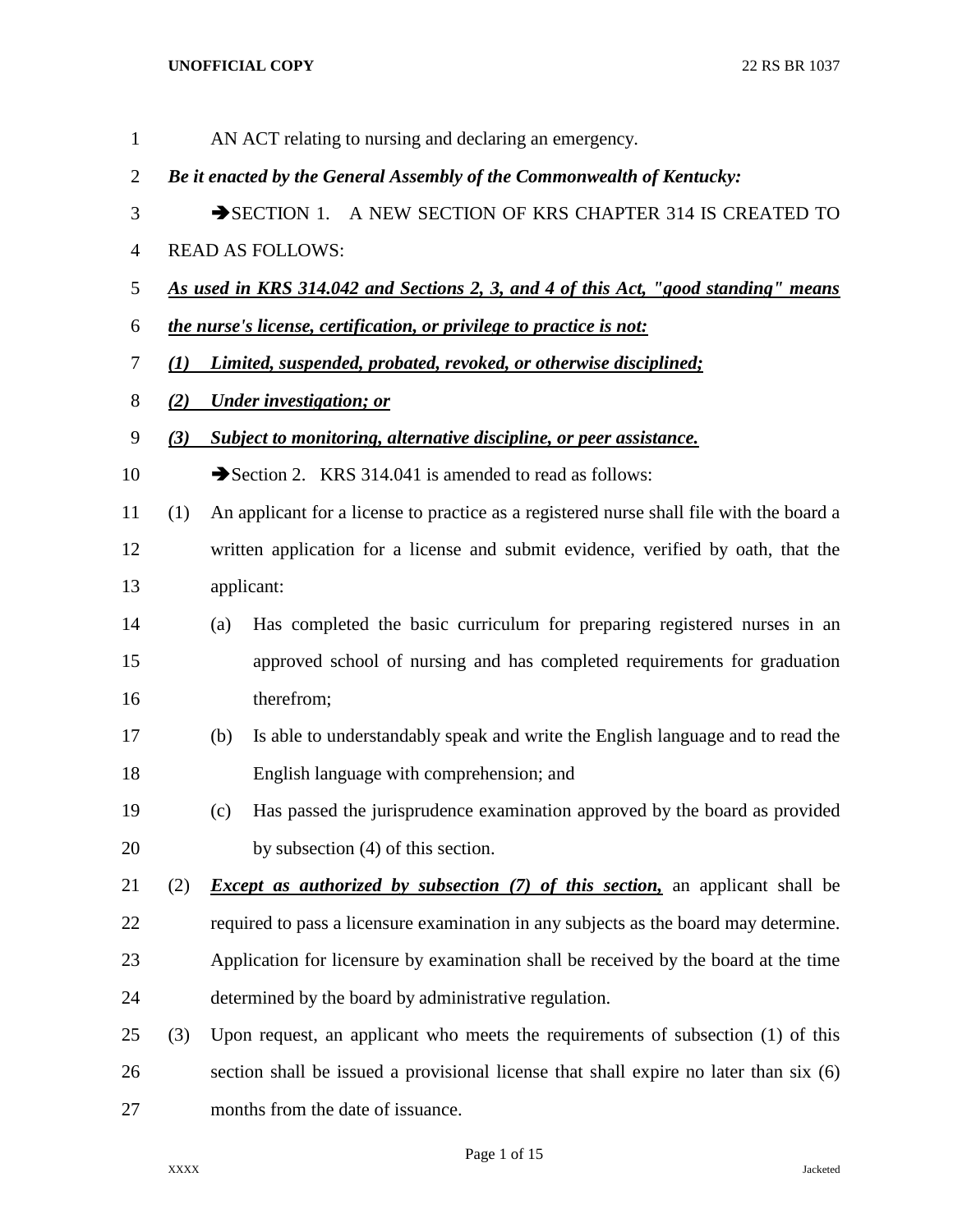AN ACT relating to nursing and declaring an emergency.

***Be it enacted by the General Assembly of the Commonwealth of Kentucky:***

➔SECTION 1. A NEW SECTION OF KRS CHAPTER 314 IS CREATED TO READ AS FOLLOWS:

***As used in KRS 314.042 and Sections 2, 3, and 4 of this Act, "good standing" means the nurse's license, certification, or privilege to practice is not:***

***(1) Limited, suspended, probated, revoked, or otherwise disciplined;***

***(2) Under investigation; or***

***(3) Subject to monitoring, alternative discipline, or peer assistance.***

➔Section 2. KRS 314.041 is amended to read as follows:

(1) An applicant for a license to practice as a registered nurse shall file with the board a written application for a license and submit evidence, verified by oath, that the applicant:

   (a) Has completed the basic curriculum for preparing registered nurses in an approved school of nursing and has completed requirements for graduation therefrom;

   (b) Is able to understandably speak and write the English language and to read the English language with comprehension; and

   (c) Has passed the jurisprudence examination approved by the board as provided by subsection (4) of this section.

(2) ***Except as authorized by subsection (7) of this section,*** an applicant shall be required to pass a licensure examination in any subjects as the board may determine. Application for licensure by examination shall be received by the board at the time determined by the board by administrative regulation.

(3) Upon request, an applicant who meets the requirements of subsection (1) of this section shall be issued a provisional license that shall expire no later than six (6) months from the date of issuance.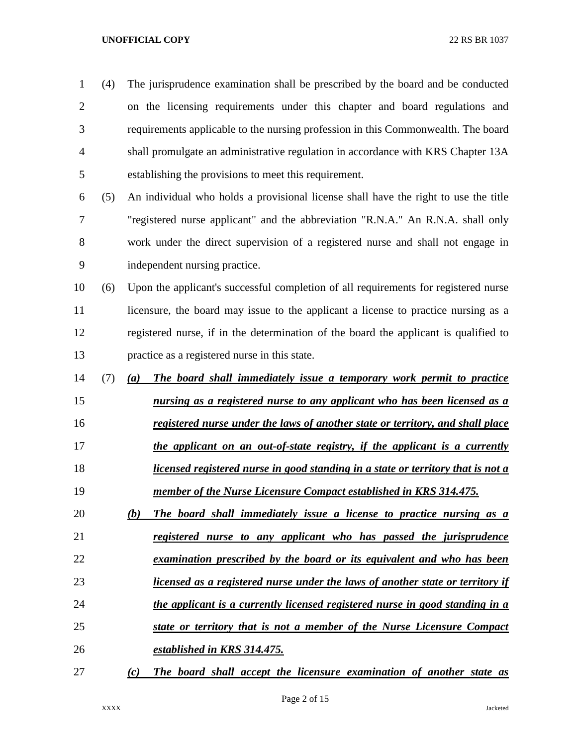(4) The jurisprudence examination shall be prescribed by the board and be conducted on the licensing requirements under this chapter and board regulations and requirements applicable to the nursing profession in this Commonwealth. The board shall promulgate an administrative regulation in accordance with KRS Chapter 13A establishing the provisions to meet this requirement.

(5) An individual who holds a provisional license shall have the right to use the title "registered nurse applicant" and the abbreviation "R.N.A." An R.N.A. shall only work under the direct supervision of a registered nurse and shall not engage in independent nursing practice.

(6) Upon the applicant's successful completion of all requirements for registered nurse licensure, the board may issue to the applicant a license to practice nursing as a registered nurse, if in the determination of the board the applicant is qualified to practice as a registered nurse in this state.

(7) ***(a) The board shall immediately issue a temporary work permit to practice nursing as a registered nurse to any applicant who has been licensed as a registered nurse under the laws of another state or territory, and shall place the applicant on an out-of-state registry, if the applicant is a currently licensed registered nurse in good standing in a state or territory that is not a member of the Nurse Licensure Compact established in KRS 314.475.***

***(b) The board shall immediately issue a license to practice nursing as a registered nurse to any applicant who has passed the jurisprudence examination prescribed by the board or its equivalent and who has been licensed as a registered nurse under the laws of another state or territory if the applicant is a currently licensed registered nurse in good standing in a state or territory that is not a member of the Nurse Licensure Compact established in KRS 314.475.***

***(c) The board shall accept the licensure examination of another state as***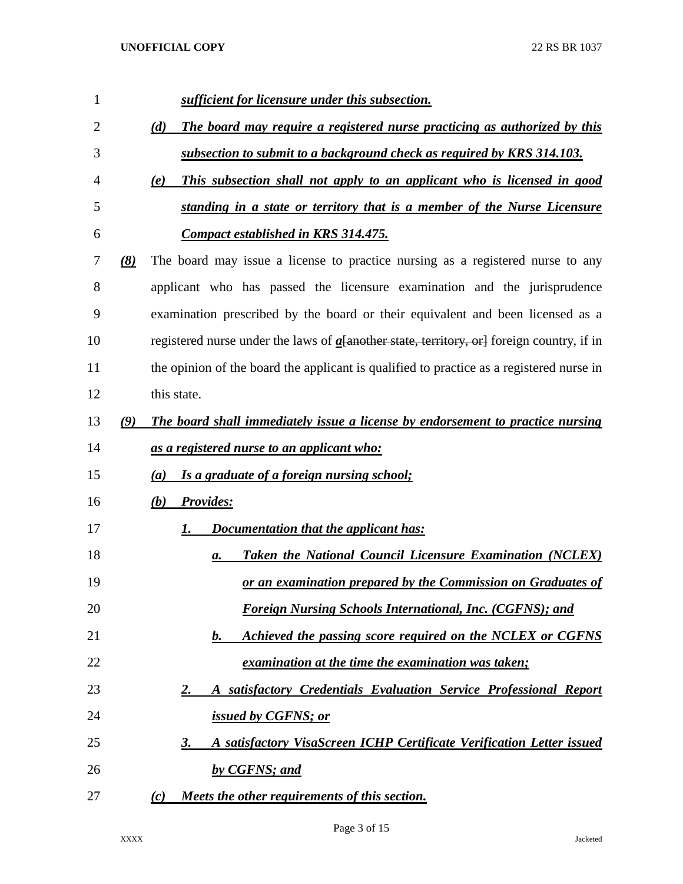***sufficient for licensure under this subsection.***

***(d) The board may require a registered nurse practicing as authorized by this subsection to submit to a background check as required by KRS 314.103.***

***(e) This subsection shall not apply to an applicant who is licensed in good standing in a state or territory that is a member of the Nurse Licensure Compact established in KRS 314.475.***

***(8)*** The board may issue a license to practice nursing as a registered nurse to any applicant who has passed the licensure examination and the jurisprudence examination prescribed by the board or their equivalent and been licensed as a registered nurse under the laws of ***a***~~[another state, territory, or]~~ foreign country, if in the opinion of the board the applicant is qualified to practice as a registered nurse in this state.

***(9) The board shall immediately issue a license by endorsement to practice nursing as a registered nurse to an applicant who:***

***(a) Is a graduate of a foreign nursing school;***

***(b) Provides:***

***1. Documentation that the applicant has:***

***a. Taken the National Council Licensure Examination (NCLEX) or an examination prepared by the Commission on Graduates of Foreign Nursing Schools International, Inc. (CGFNS); and***

***b. Achieved the passing score required on the NCLEX or CGFNS examination at the time the examination was taken;***

***2. A satisfactory Credentials Evaluation Service Professional Report issued by CGFNS; or***

***3. A satisfactory VisaScreen ICHP Certificate Verification Letter issued by CGFNS; and***

***(c) Meets the other requirements of this section.***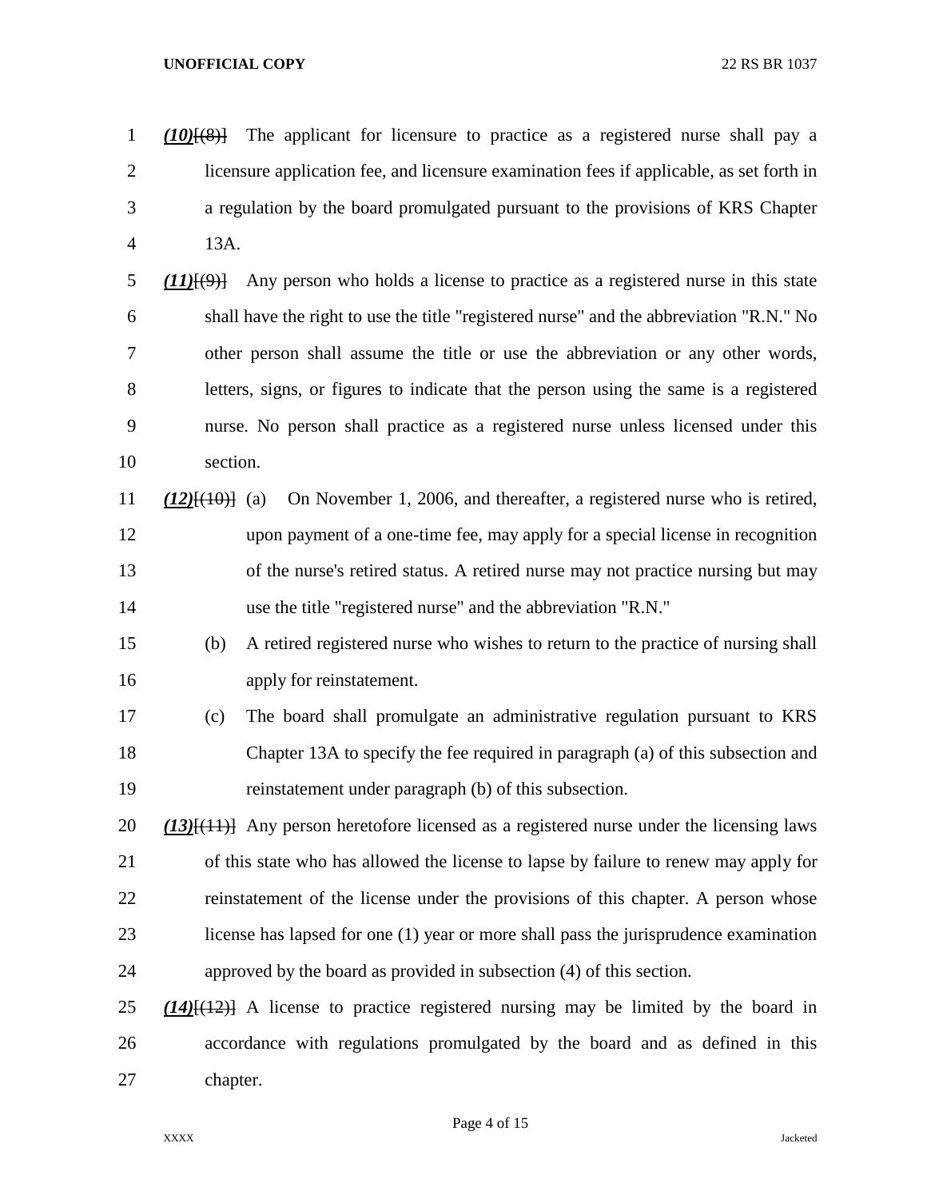*(10)*[(8)] The applicant for licensure to practice as a registered nurse shall pay a licensure application fee, and licensure examination fees if applicable, as set forth in a regulation by the board promulgated pursuant to the provisions of KRS Chapter 13A.

*(11)*[(9)] Any person who holds a license to practice as a registered nurse in this state shall have the right to use the title "registered nurse" and the abbreviation "R.N." No other person shall assume the title or use the abbreviation or any other words, letters, signs, or figures to indicate that the person using the same is a registered nurse. No person shall practice as a registered nurse unless licensed under this section.

*(12)*[(10)] (a) On November 1, 2006, and thereafter, a registered nurse who is retired, upon payment of a one-time fee, may apply for a special license in recognition of the nurse's retired status. A retired nurse may not practice nursing but may use the title "registered nurse" and the abbreviation "R.N."

(b) A retired registered nurse who wishes to return to the practice of nursing shall apply for reinstatement.

(c) The board shall promulgate an administrative regulation pursuant to KRS Chapter 13A to specify the fee required in paragraph (a) of this subsection and reinstatement under paragraph (b) of this subsection.

*(13)*[(11)] Any person heretofore licensed as a registered nurse under the licensing laws of this state who has allowed the license to lapse by failure to renew may apply for reinstatement of the license under the provisions of this chapter. A person whose license has lapsed for one (1) year or more shall pass the jurisprudence examination approved by the board as provided in subsection (4) of this section.

*(14)*[(12)] A license to practice registered nursing may be limited by the board in accordance with regulations promulgated by the board and as defined in this chapter.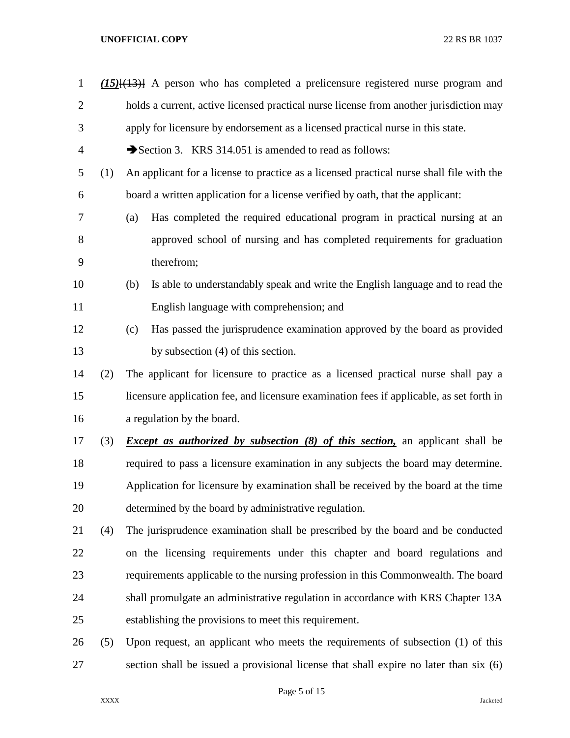*(15)*[(13)] A person who has completed a prelicensure registered nurse program and holds a current, active licensed practical nurse license from another jurisdiction may apply for licensure by endorsement as a licensed practical nurse in this state.

➔Section 3. KRS 314.051 is amended to read as follows:

(1) An applicant for a license to practice as a licensed practical nurse shall file with the board a written application for a license verified by oath, that the applicant:

(a) Has completed the required educational program in practical nursing at an approved school of nursing and has completed requirements for graduation therefrom;

(b) Is able to understandably speak and write the English language and to read the English language with comprehension; and

(c) Has passed the jurisprudence examination approved by the board as provided by subsection (4) of this section.

(2) The applicant for licensure to practice as a licensed practical nurse shall pay a licensure application fee, and licensure examination fees if applicable, as set forth in a regulation by the board.

(3) ***Except as authorized by subsection (8) of this section,*** an applicant shall be required to pass a licensure examination in any subjects the board may determine. Application for licensure by examination shall be received by the board at the time determined by the board by administrative regulation.

(4) The jurisprudence examination shall be prescribed by the board and be conducted on the licensing requirements under this chapter and board regulations and requirements applicable to the nursing profession in this Commonwealth. The board shall promulgate an administrative regulation in accordance with KRS Chapter 13A establishing the provisions to meet this requirement.

(5) Upon request, an applicant who meets the requirements of subsection (1) of this section shall be issued a provisional license that shall expire no later than six (6)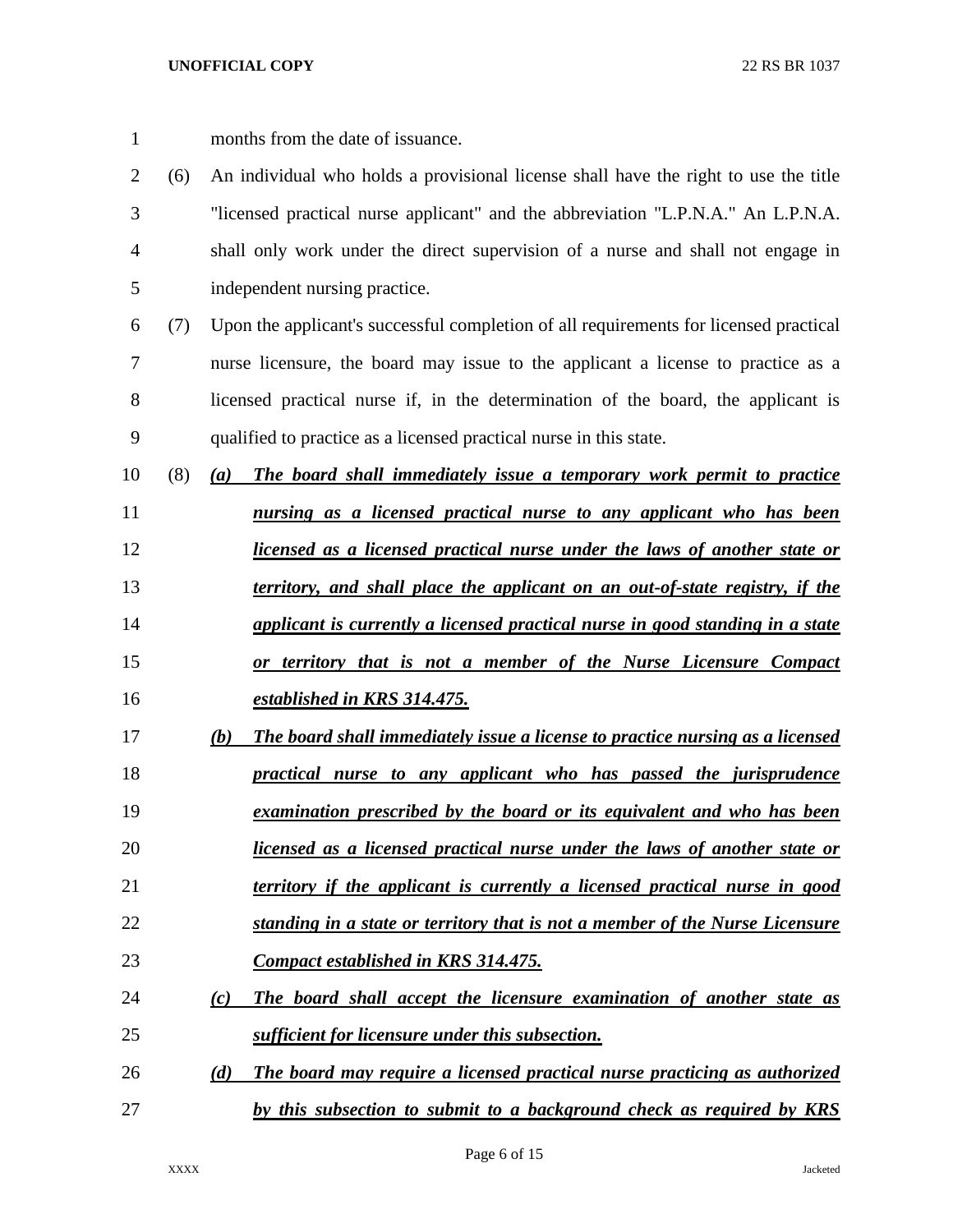months from the date of issuance.

(6) An individual who holds a provisional license shall have the right to use the title "licensed practical nurse applicant" and the abbreviation "L.P.N.A." An L.P.N.A. shall only work under the direct supervision of a nurse and shall not engage in independent nursing practice.

(7) Upon the applicant's successful completion of all requirements for licensed practical nurse licensure, the board may issue to the applicant a license to practice as a licensed practical nurse if, in the determination of the board, the applicant is qualified to practice as a licensed practical nurse in this state.

(8) ***(a) The board shall immediately issue a temporary work permit to practice nursing as a licensed practical nurse to any applicant who has been licensed as a licensed practical nurse under the laws of another state or territory, and shall place the applicant on an out-of-state registry, if the applicant is currently a licensed practical nurse in good standing in a state or territory that is not a member of the Nurse Licensure Compact established in KRS 314.475.***

***(b) The board shall immediately issue a license to practice nursing as a licensed practical nurse to any applicant who has passed the jurisprudence examination prescribed by the board or its equivalent and who has been licensed as a licensed practical nurse under the laws of another state or territory if the applicant is currently a licensed practical nurse in good standing in a state or territory that is not a member of the Nurse Licensure Compact established in KRS 314.475.***

***(c) The board shall accept the licensure examination of another state as sufficient for licensure under this subsection.***

***(d) The board may require a licensed practical nurse practicing as authorized by this subsection to submit to a background check as required by KRS***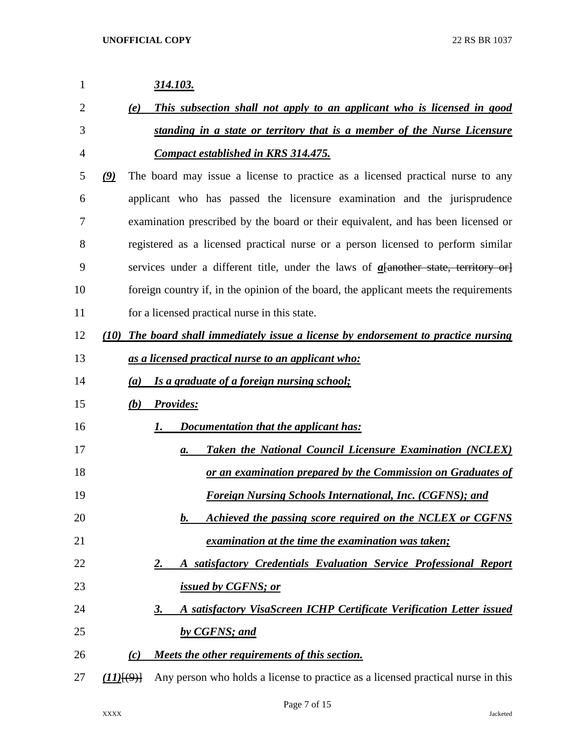*314.103.*

(e) *This subsection shall not apply to an applicant who is licensed in good standing in a state or territory that is a member of the Nurse Licensure Compact established in KRS 314.475.*

*(9)* The board may issue a license to practice as a licensed practical nurse to any applicant who has passed the licensure examination and the jurisprudence examination prescribed by the board or their equivalent, and has been licensed or registered as a licensed practical nurse or a person licensed to perform similar services under a different title, under the laws of *a*~~[another state, territory or]~~ foreign country if, in the opinion of the board, the applicant meets the requirements for a licensed practical nurse in this state.

*(10) The board shall immediately issue a license by endorsement to practice nursing as a licensed practical nurse to an applicant who:*

*(a) Is a graduate of a foreign nursing school;*

*(b) Provides:*

*1. Documentation that the applicant has:*

*a. Taken the National Council Licensure Examination (NCLEX) or an examination prepared by the Commission on Graduates of Foreign Nursing Schools International, Inc. (CGFNS); and*

*b. Achieved the passing score required on the NCLEX or CGFNS examination at the time the examination was taken;*

*2. A satisfactory Credentials Evaluation Service Professional Report issued by CGFNS; or*

*3. A satisfactory VisaScreen ICHP Certificate Verification Letter issued by CGFNS; and*

*(c) Meets the other requirements of this section.*

*(11)*~~[(9)]~~ Any person who holds a license to practice as a licensed practical nurse in this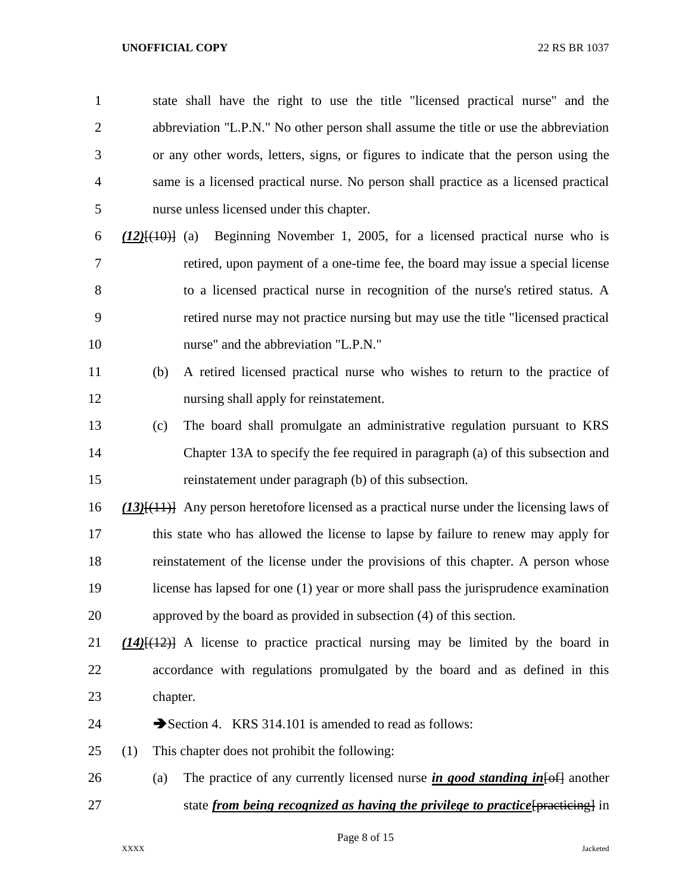state shall have the right to use the title "licensed practical nurse" and the abbreviation "L.P.N." No other person shall assume the title or use the abbreviation or any other words, letters, signs, or figures to indicate that the person using the same is a licensed practical nurse. No person shall practice as a licensed practical nurse unless licensed under this chapter.

***(12)***~~[(10)]~~ (a) Beginning November 1, 2005, for a licensed practical nurse who is retired, upon payment of a one-time fee, the board may issue a special license to a licensed practical nurse in recognition of the nurse's retired status. A retired nurse may not practice nursing but may use the title "licensed practical nurse" and the abbreviation "L.P.N."

(b) A retired licensed practical nurse who wishes to return to the practice of nursing shall apply for reinstatement.

(c) The board shall promulgate an administrative regulation pursuant to KRS Chapter 13A to specify the fee required in paragraph (a) of this subsection and reinstatement under paragraph (b) of this subsection.

***(13)***~~[(11)]~~ Any person heretofore licensed as a practical nurse under the licensing laws of this state who has allowed the license to lapse by failure to renew may apply for reinstatement of the license under the provisions of this chapter. A person whose license has lapsed for one (1) year or more shall pass the jurisprudence examination approved by the board as provided in subsection (4) of this section.

***(14)***~~[(12)]~~ A license to practice practical nursing may be limited by the board in accordance with regulations promulgated by the board and as defined in this chapter.

➔Section 4. KRS 314.101 is amended to read as follows:

(1) This chapter does not prohibit the following:

(a) The practice of any currently licensed nurse ***in good standing in***~~[of]~~ another state ***from being recognized as having the privilege to practice***~~[practicing]~~ in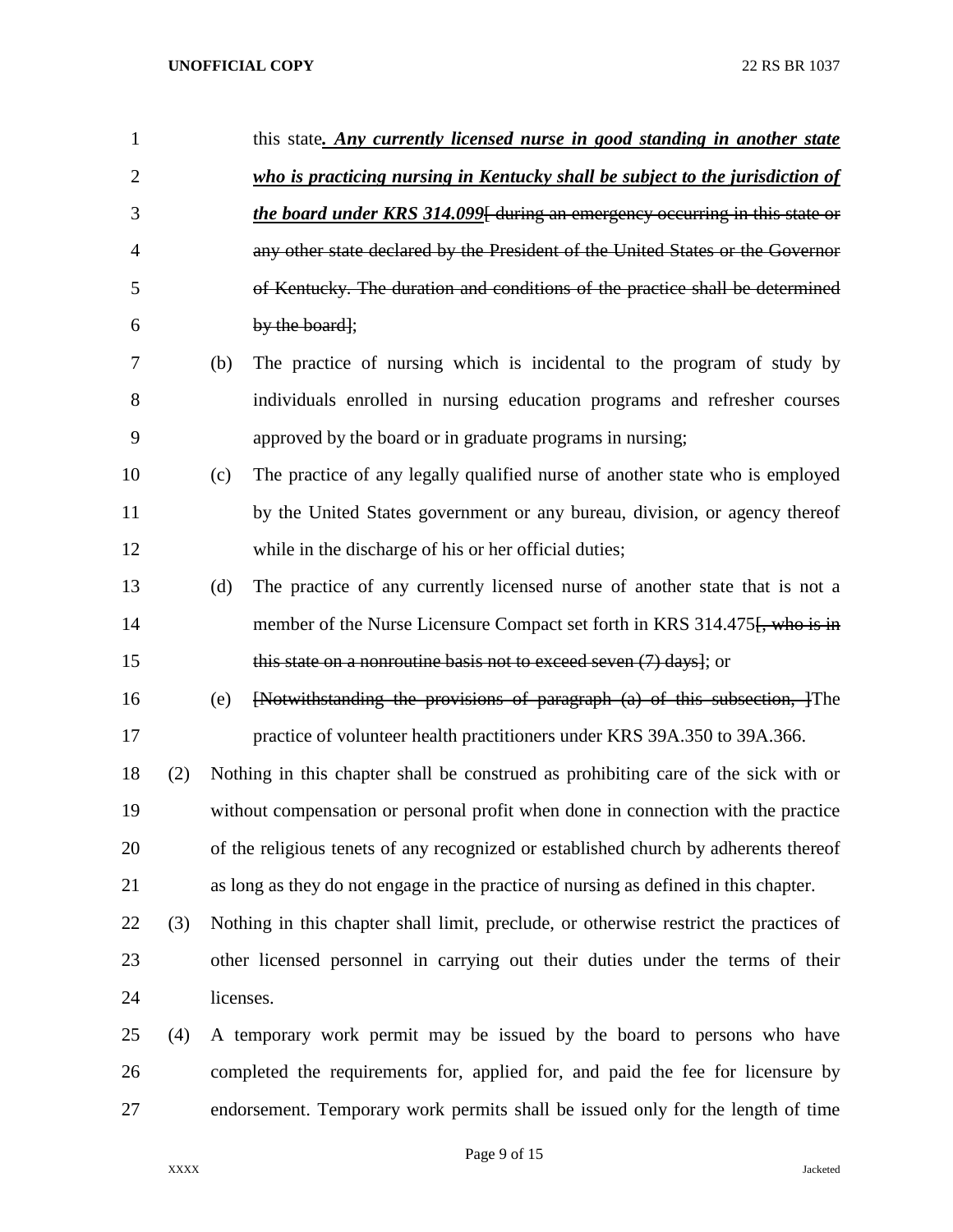this state***. Any currently licensed nurse in good standing in another state who is practicing nursing in Kentucky shall be subject to the jurisdiction of the board under KRS 314.099***~~[ during an emergency occurring in this state or any other state declared by the President of the United States or the Governor of Kentucky. The duration and conditions of the practice shall be determined by the board]~~;

(b) The practice of nursing which is incidental to the program of study by individuals enrolled in nursing education programs and refresher courses approved by the board or in graduate programs in nursing;

(c) The practice of any legally qualified nurse of another state who is employed by the United States government or any bureau, division, or agency thereof while in the discharge of his or her official duties;

(d) The practice of any currently licensed nurse of another state that is not a member of the Nurse Licensure Compact set forth in KRS 314.475~~[, who is in this state on a nonroutine basis not to exceed seven (7) days]~~; or

(e) ~~[Notwithstanding the provisions of paragraph (a) of this subsection, ]~~The practice of volunteer health practitioners under KRS 39A.350 to 39A.366.

(2) Nothing in this chapter shall be construed as prohibiting care of the sick with or without compensation or personal profit when done in connection with the practice of the religious tenets of any recognized or established church by adherents thereof as long as they do not engage in the practice of nursing as defined in this chapter.

(3) Nothing in this chapter shall limit, preclude, or otherwise restrict the practices of other licensed personnel in carrying out their duties under the terms of their licenses.

(4) A temporary work permit may be issued by the board to persons who have completed the requirements for, applied for, and paid the fee for licensure by endorsement. Temporary work permits shall be issued only for the length of time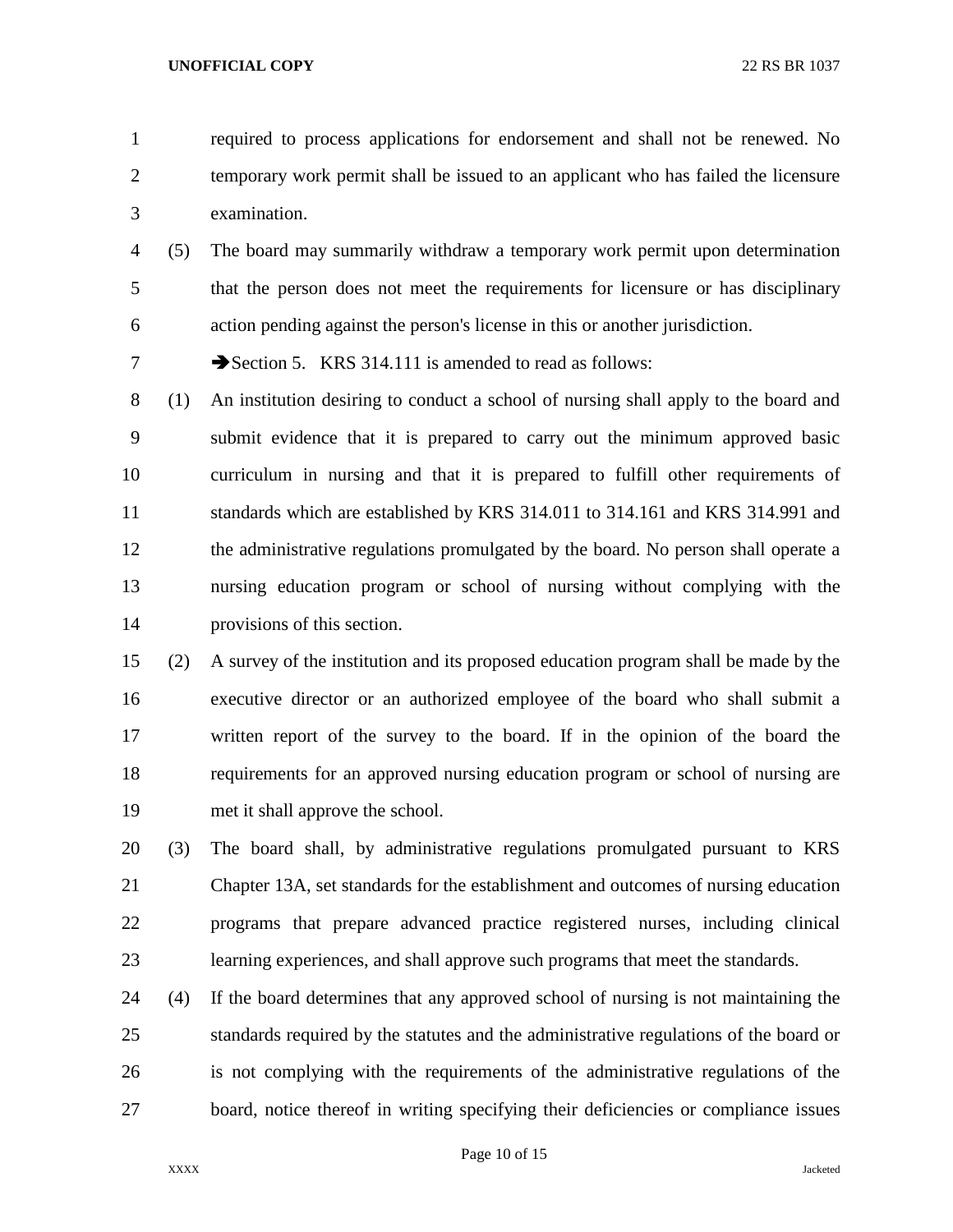required to process applications for endorsement and shall not be renewed. No temporary work permit shall be issued to an applicant who has failed the licensure examination.

(5) The board may summarily withdraw a temporary work permit upon determination that the person does not meet the requirements for licensure or has disciplinary action pending against the person's license in this or another jurisdiction.

➔Section 5. KRS 314.111 is amended to read as follows:

(1) An institution desiring to conduct a school of nursing shall apply to the board and submit evidence that it is prepared to carry out the minimum approved basic curriculum in nursing and that it is prepared to fulfill other requirements of standards which are established by KRS 314.011 to 314.161 and KRS 314.991 and the administrative regulations promulgated by the board. No person shall operate a nursing education program or school of nursing without complying with the provisions of this section.

(2) A survey of the institution and its proposed education program shall be made by the executive director or an authorized employee of the board who shall submit a written report of the survey to the board. If in the opinion of the board the requirements for an approved nursing education program or school of nursing are met it shall approve the school.

(3) The board shall, by administrative regulations promulgated pursuant to KRS Chapter 13A, set standards for the establishment and outcomes of nursing education programs that prepare advanced practice registered nurses, including clinical learning experiences, and shall approve such programs that meet the standards.

(4) If the board determines that any approved school of nursing is not maintaining the standards required by the statutes and the administrative regulations of the board or is not complying with the requirements of the administrative regulations of the board, notice thereof in writing specifying their deficiencies or compliance issues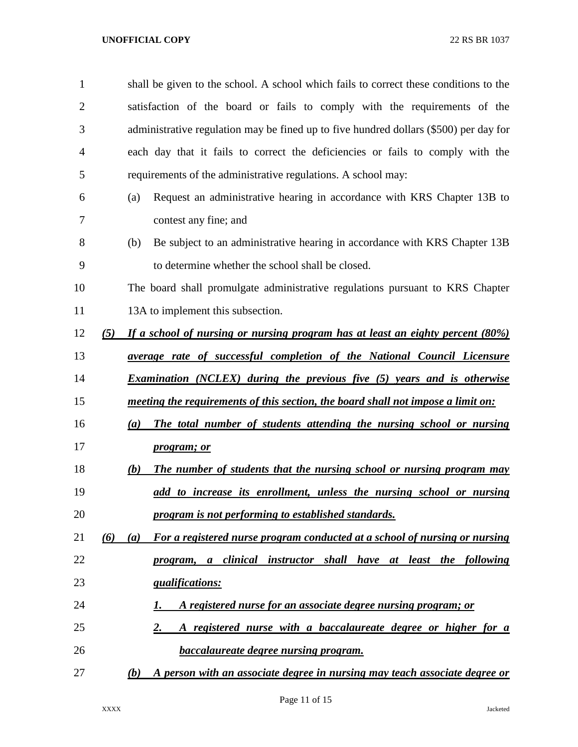shall be given to the school. A school which fails to correct these conditions to the satisfaction of the board or fails to comply with the requirements of the administrative regulation may be fined up to five hundred dollars ($500) per day for each day that it fails to correct the deficiencies or fails to comply with the requirements of the administrative regulations. A school may:

(a) Request an administrative hearing in accordance with KRS Chapter 13B to contest any fine; and

(b) Be subject to an administrative hearing in accordance with KRS Chapter 13B to determine whether the school shall be closed.

The board shall promulgate administrative regulations pursuant to KRS Chapter 13A to implement this subsection.

***(5) If a school of nursing or nursing program has at least an eighty percent (80%) average rate of successful completion of the National Council Licensure Examination (NCLEX) during the previous five (5) years and is otherwise meeting the requirements of this section, the board shall not impose a limit on:***

***(a) The total number of students attending the nursing school or nursing program; or***

***(b) The number of students that the nursing school or nursing program may add to increase its enrollment, unless the nursing school or nursing program is not performing to established standards.***

***(6) (a) For a registered nurse program conducted at a school of nursing or nursing program, a clinical instructor shall have at least the following qualifications:***

***1. A registered nurse for an associate degree nursing program; or***

***2. A registered nurse with a baccalaureate degree or higher for a baccalaureate degree nursing program.***

***(b) A person with an associate degree in nursing may teach associate degree or***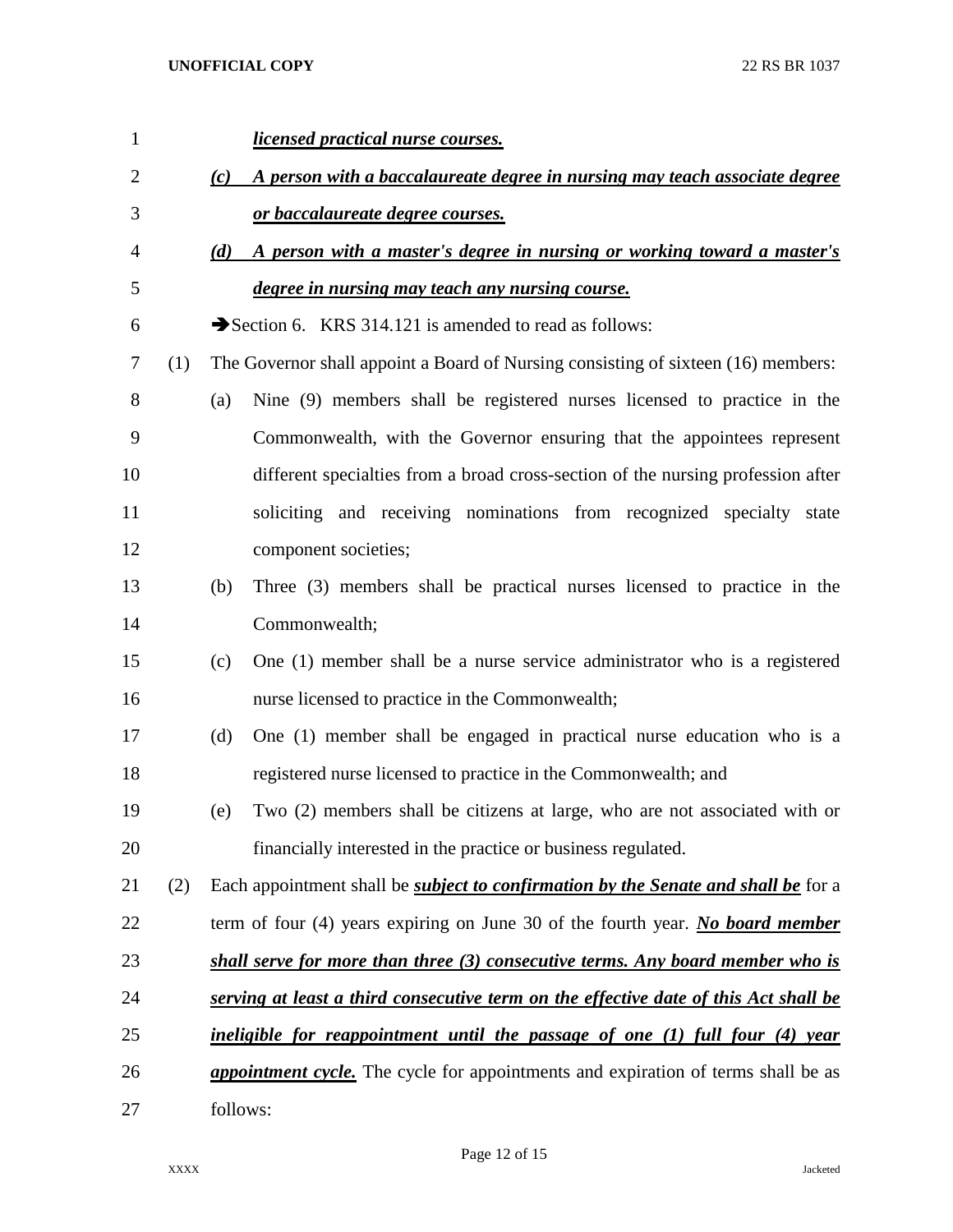***licensed practical nurse courses.***

***(c) A person with a baccalaureate degree in nursing may teach associate degree or baccalaureate degree courses.***

***(d) A person with a master's degree in nursing or working toward a master's degree in nursing may teach any nursing course.***

➔Section 6. KRS 314.121 is amended to read as follows:

(1) The Governor shall appoint a Board of Nursing consisting of sixteen (16) members:

(a) Nine (9) members shall be registered nurses licensed to practice in the Commonwealth, with the Governor ensuring that the appointees represent different specialties from a broad cross-section of the nursing profession after soliciting and receiving nominations from recognized specialty state component societies;

(b) Three (3) members shall be practical nurses licensed to practice in the Commonwealth;

(c) One (1) member shall be a nurse service administrator who is a registered nurse licensed to practice in the Commonwealth;

(d) One (1) member shall be engaged in practical nurse education who is a registered nurse licensed to practice in the Commonwealth; and

(e) Two (2) members shall be citizens at large, who are not associated with or financially interested in the practice or business regulated.

(2) Each appointment shall be ***subject to confirmation by the Senate and shall be*** for a term of four (4) years expiring on June 30 of the fourth year. ***No board member shall serve for more than three (3) consecutive terms. Any board member who is serving at least a third consecutive term on the effective date of this Act shall be ineligible for reappointment until the passage of one (1) full four (4) year appointment cycle.*** The cycle for appointments and expiration of terms shall be as follows: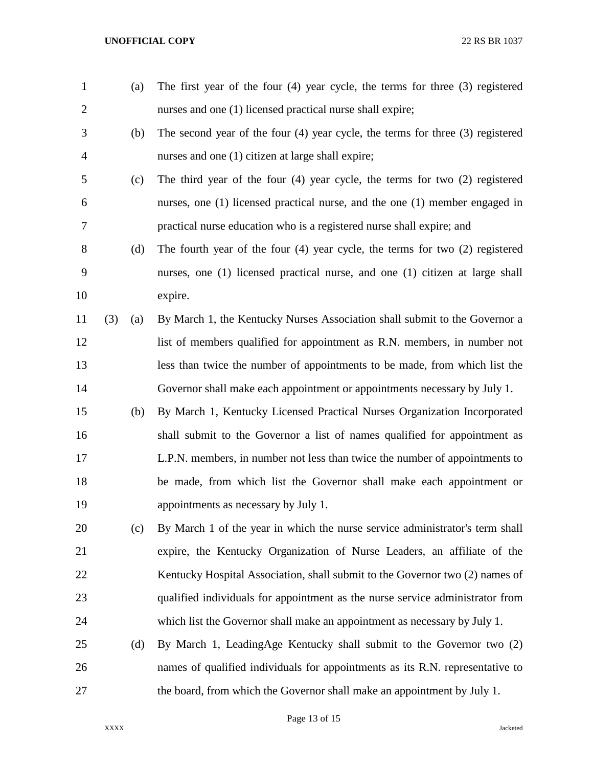(a) The first year of the four (4) year cycle, the terms for three (3) registered nurses and one (1) licensed practical nurse shall expire;

(b) The second year of the four (4) year cycle, the terms for three (3) registered nurses and one (1) citizen at large shall expire;

(c) The third year of the four (4) year cycle, the terms for two (2) registered nurses, one (1) licensed practical nurse, and the one (1) member engaged in practical nurse education who is a registered nurse shall expire; and

(d) The fourth year of the four (4) year cycle, the terms for two (2) registered nurses, one (1) licensed practical nurse, and one (1) citizen at large shall expire.

(3) (a) By March 1, the Kentucky Nurses Association shall submit to the Governor a list of members qualified for appointment as R.N. members, in number not less than twice the number of appointments to be made, from which list the Governor shall make each appointment or appointments necessary by July 1.

(b) By March 1, Kentucky Licensed Practical Nurses Organization Incorporated shall submit to the Governor a list of names qualified for appointment as L.P.N. members, in number not less than twice the number of appointments to be made, from which list the Governor shall make each appointment or appointments as necessary by July 1.

(c) By March 1 of the year in which the nurse service administrator's term shall expire, the Kentucky Organization of Nurse Leaders, an affiliate of the Kentucky Hospital Association, shall submit to the Governor two (2) names of qualified individuals for appointment as the nurse service administrator from which list the Governor shall make an appointment as necessary by July 1.

(d) By March 1, LeadingAge Kentucky shall submit to the Governor two (2) names of qualified individuals for appointments as its R.N. representative to the board, from which the Governor shall make an appointment by July 1.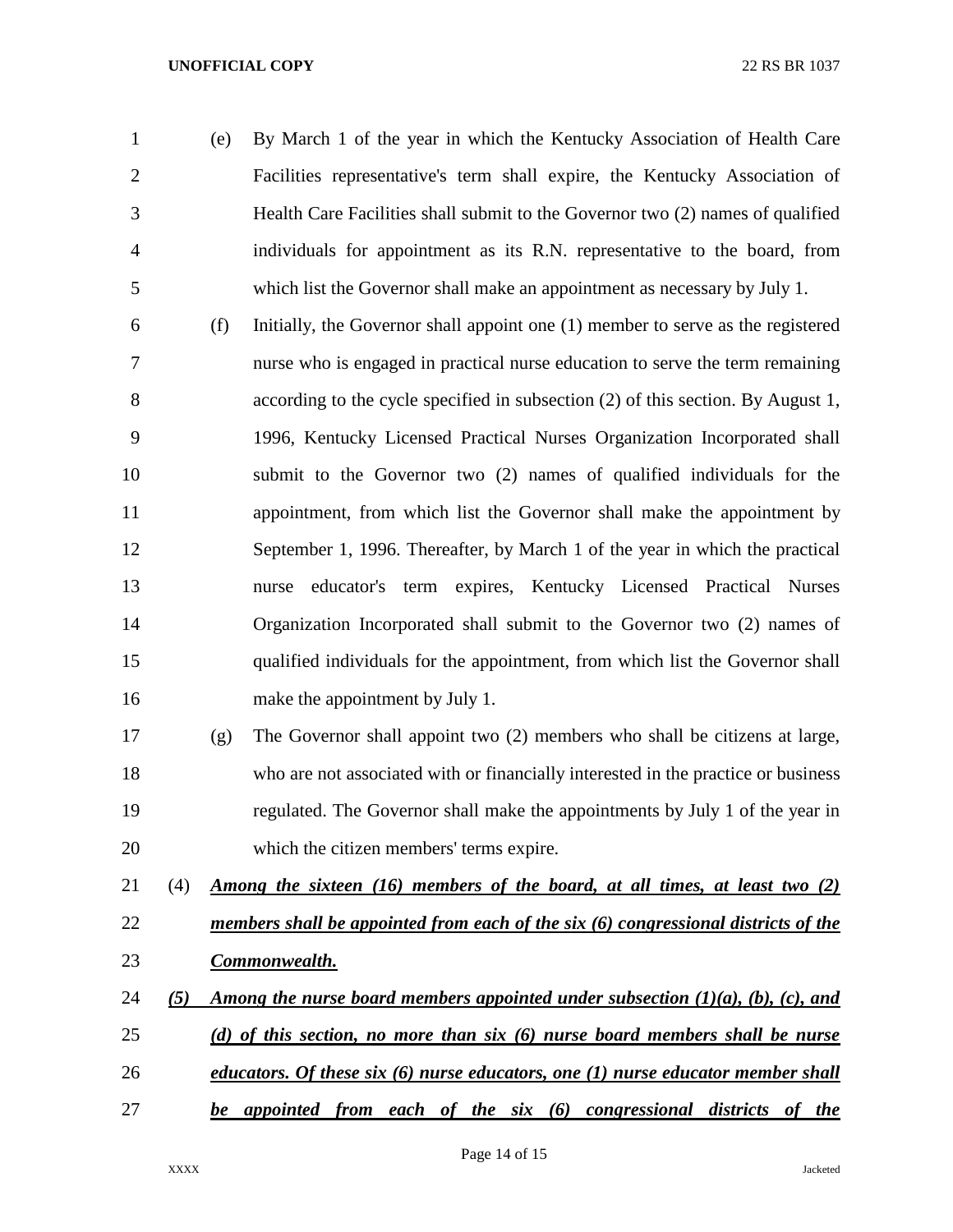(e) By March 1 of the year in which the Kentucky Association of Health Care Facilities representative's term shall expire, the Kentucky Association of Health Care Facilities shall submit to the Governor two (2) names of qualified individuals for appointment as its R.N. representative to the board, from which list the Governor shall make an appointment as necessary by July 1.

(f) Initially, the Governor shall appoint one (1) member to serve as the registered nurse who is engaged in practical nurse education to serve the term remaining according to the cycle specified in subsection (2) of this section. By August 1, 1996, Kentucky Licensed Practical Nurses Organization Incorporated shall submit to the Governor two (2) names of qualified individuals for the appointment, from which list the Governor shall make the appointment by September 1, 1996. Thereafter, by March 1 of the year in which the practical nurse educator's term expires, Kentucky Licensed Practical Nurses Organization Incorporated shall submit to the Governor two (2) names of qualified individuals for the appointment, from which list the Governor shall make the appointment by July 1.

(g) The Governor shall appoint two (2) members who shall be citizens at large, who are not associated with or financially interested in the practice or business regulated. The Governor shall make the appointments by July 1 of the year in which the citizen members' terms expire.

(4) ***Among the sixteen (16) members of the board, at all times, at least two (2) members shall be appointed from each of the six (6) congressional districts of the Commonwealth.***

***(5) Among the nurse board members appointed under subsection (1)(a), (b), (c), and (d) of this section, no more than six (6) nurse board members shall be nurse educators. Of these six (6) nurse educators, one (1) nurse educator member shall be appointed from each of the six (6) congressional districts of the***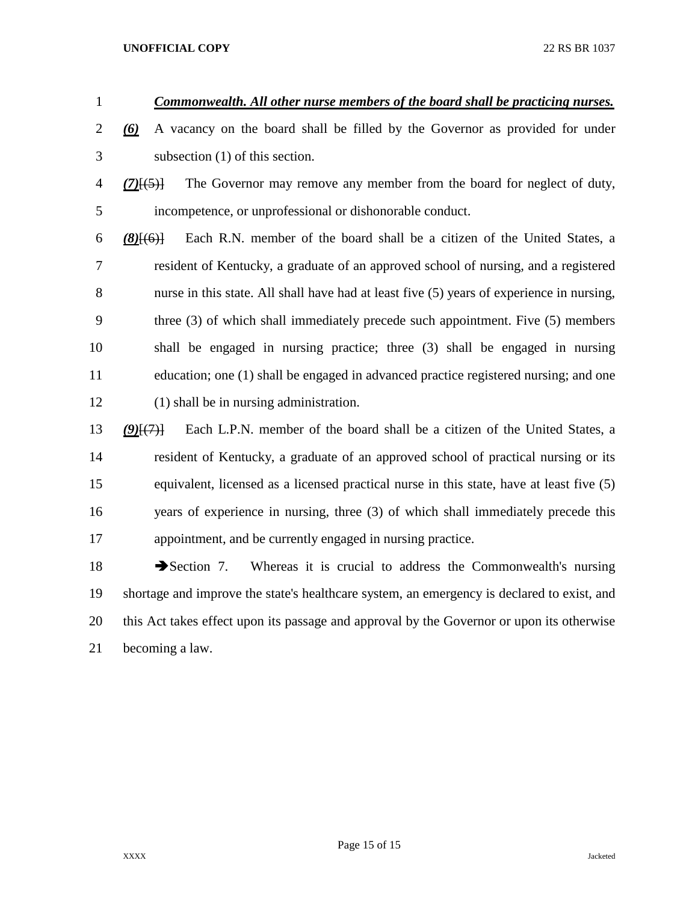***Commonwealth. All other nurse members of the board shall be practicing nurses.***

***(6)*** A vacancy on the board shall be filled by the Governor as provided for under subsection (1) of this section.

***(7)***[(5)] The Governor may remove any member from the board for neglect of duty, incompetence, or unprofessional or dishonorable conduct.

***(8)***[(6)] Each R.N. member of the board shall be a citizen of the United States, a resident of Kentucky, a graduate of an approved school of nursing, and a registered nurse in this state. All shall have had at least five (5) years of experience in nursing, three (3) of which shall immediately precede such appointment. Five (5) members shall be engaged in nursing practice; three (3) shall be engaged in nursing education; one (1) shall be engaged in advanced practice registered nursing; and one (1) shall be in nursing administration.

***(9)***[(7)] Each L.P.N. member of the board shall be a citizen of the United States, a resident of Kentucky, a graduate of an approved school of practical nursing or its equivalent, licensed as a licensed practical nurse in this state, have at least five (5) years of experience in nursing, three (3) of which shall immediately precede this appointment, and be currently engaged in nursing practice.

➔Section 7. Whereas it is crucial to address the Commonwealth's nursing shortage and improve the state's healthcare system, an emergency is declared to exist, and this Act takes effect upon its passage and approval by the Governor or upon its otherwise becoming a law.